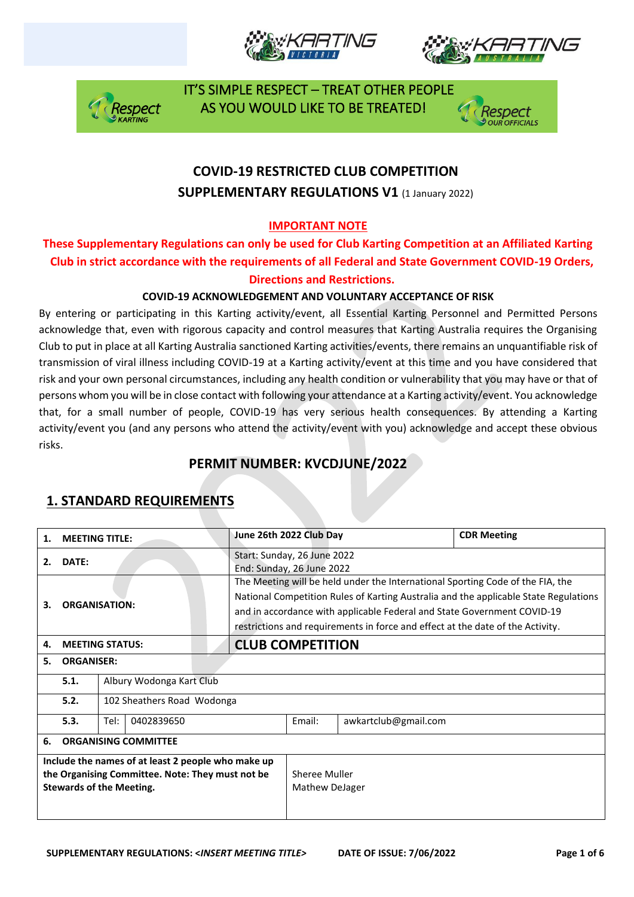IT'S SIMPLE RESPECT – TREAT OTHER PEOPLE AS YOU WOULD LIKE TO BE TREATED!

# COVID-19 RESTRICTED CLUB COMPETITION SUPPLEMENTARY REGULATIONS V1 (1 January 2022)

**IMPORTANT NOTE**

**These Supplementary Regulations can only be used for Club Karting Competition at an Affiliated Karting Club in strict accordance with the requirements of all Federal and State Government COVID-19 Orders, Directions and Restrictions.**

**COVID-19 ACKNOWLEDGEMENT AND VOLUNTARY ACCEPTANCE OF RISK**

By entering or participating in this Karting activity/event, all Essential Karting Personnel and Permitted Persons acknowledge that, even with rigorous capacity and control measures that Karting Australia requires the Organising Club to put in place at all Karting Australia sanctioned Karting activities/events, there remains an unquantifiable risk of transmission of viral illness including COVID-19 at a Karting activity/event at this time and you have considered that risk and your own personal circumstances, including any health condition or vulnerability that you may have or that of persons whom you will be in close contact with following your attendance at a Karting activity/event. You acknowledge that, for a small number of people, COVID-19 has very serious health consequences. By attending a Karting activity/event you (and any persons who attend the activity/event with you) acknowledge and accept these obvious risks.

## PERMIT NUMBER: KVCDJUNE/2022

## 1. STANDARD REQUIREMENTS

| | | | | |
|---|---|---|---|---|
| **1. MEETING TITLE:** | | **June 26th 2022 Club Day** | | **CDR Meeting** |
| **2. DATE:** | | Start: Sunday, 26 June 2022<br>End: Sunday, 26 June 2022 | | |
| **3. ORGANISATION:** | | The Meeting will be held under the International Sporting Code of the FIA, the National Competition Rules of Karting Australia and the applicable State Regulations and in accordance with applicable Federal and State Government COVID-19 restrictions and requirements in force and effect at the date of the Activity. | | |
| **4. MEETING STATUS:** | | **CLUB COMPETITION** | | |
| **5. ORGANISER:** | | | | |
| **5.1.** | Albury Wodonga Kart Club | | | |
| **5.2.** | 102 Sheathers Road Wodonga | | | |
| **5.3.** | Tel: 0402839650 | Email: | awkartclub@gmail.com | |
| **6. ORGANISING COMMITTEE** | | | | |
| **Include the names of at least 2 people who make up the Organising Committee. Note: They must not be Stewards of the Meeting.** | | Sheree Muller<br>Mathew DeJager | | |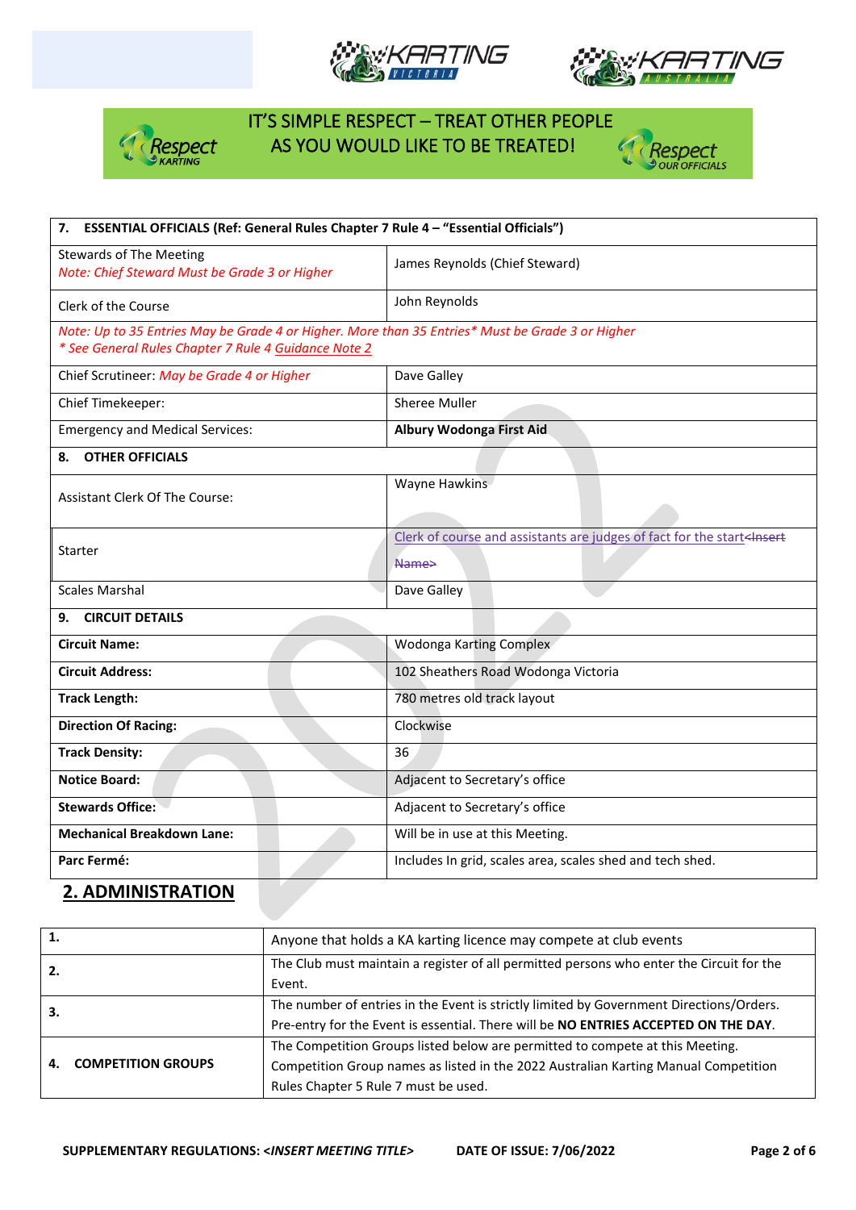IT'S SIMPLE RESPECT – TREAT OTHER PEOPLE AS YOU WOULD LIKE TO BE TREATED!

| **7. ESSENTIAL OFFICIALS (Ref: General Rules Chapter 7 Rule 4 – "Essential Officials")** | |
|---|---|
| Stewards of The Meeting<br>*Note: Chief Steward Must be Grade 3 or Higher* | James Reynolds (Chief Steward) |
| Clerk of the Course | John Reynolds |
| *Note: Up to 35 Entries May be Grade 4 or Higher. More than 35 Entries\* Must be Grade 3 or Higher*<br>*\* See General Rules Chapter 7 Rule 4 Guidance Note 2* | |
| Chief Scrutineer: *May be Grade 4 or Higher* | Dave Galley |
| Chief Timekeeper: | Sheree Muller |
| Emergency and Medical Services: | **Albury Wodonga First Aid** |
| **8. OTHER OFFICIALS** | |
| Assistant Clerk Of The Course: | Wayne Hawkins |
| Starter | Clerk of course and assistants are judges of fact for the start~~<Insert Name>~~ |
| Scales Marshal | Dave Gally |
| **9. CIRCUIT DETAILS** | |
| **Circuit Name:** | Wodonga Karting Complex |
| **Circuit Address:** | 102 Sheathers Road Wodonga Victoria |
| **Track Length:** | 780 metres old track layout |
| **Direction Of Racing:** | Clockwise |
| **Track Density:** | 36 |
| **Notice Board:** | Adjacent to Secretary's office |
| **Stewards Office:** | Adjacent to Secretary's office |
| **Mechanical Breakdown Lane:** | Will be in use at this Meeting. |
| **Parc Fermé:** | Includes In grid, scales area, scales shed and tech shed. |

## 2. ADMINISTRATION

| | |
|---|---|
| **1.** | Anyone that holds a KA karting licence may compete at club events |
| **2.** | The Club must maintain a register of all permitted persons who enter the Circuit for the Event. |
| **3.** | The number of entries in the Event is strictly limited by Government Directions/Orders. Pre-entry for the Event is essential. There will be **NO ENTRIES ACCEPTED ON THE DAY**. |
| **4. COMPETITION GROUPS** | The Competition Groups listed below are permitted to compete at this Meeting. Competition Group names as listed in the 2022 Australian Karting Manual Competition Rules Chapter 5 Rule 7 must be used. |

**SUPPLEMENTARY REGULATIONS: <*INSERT MEETING TITLE*>** **DATE OF ISSUE: 7/06/2022**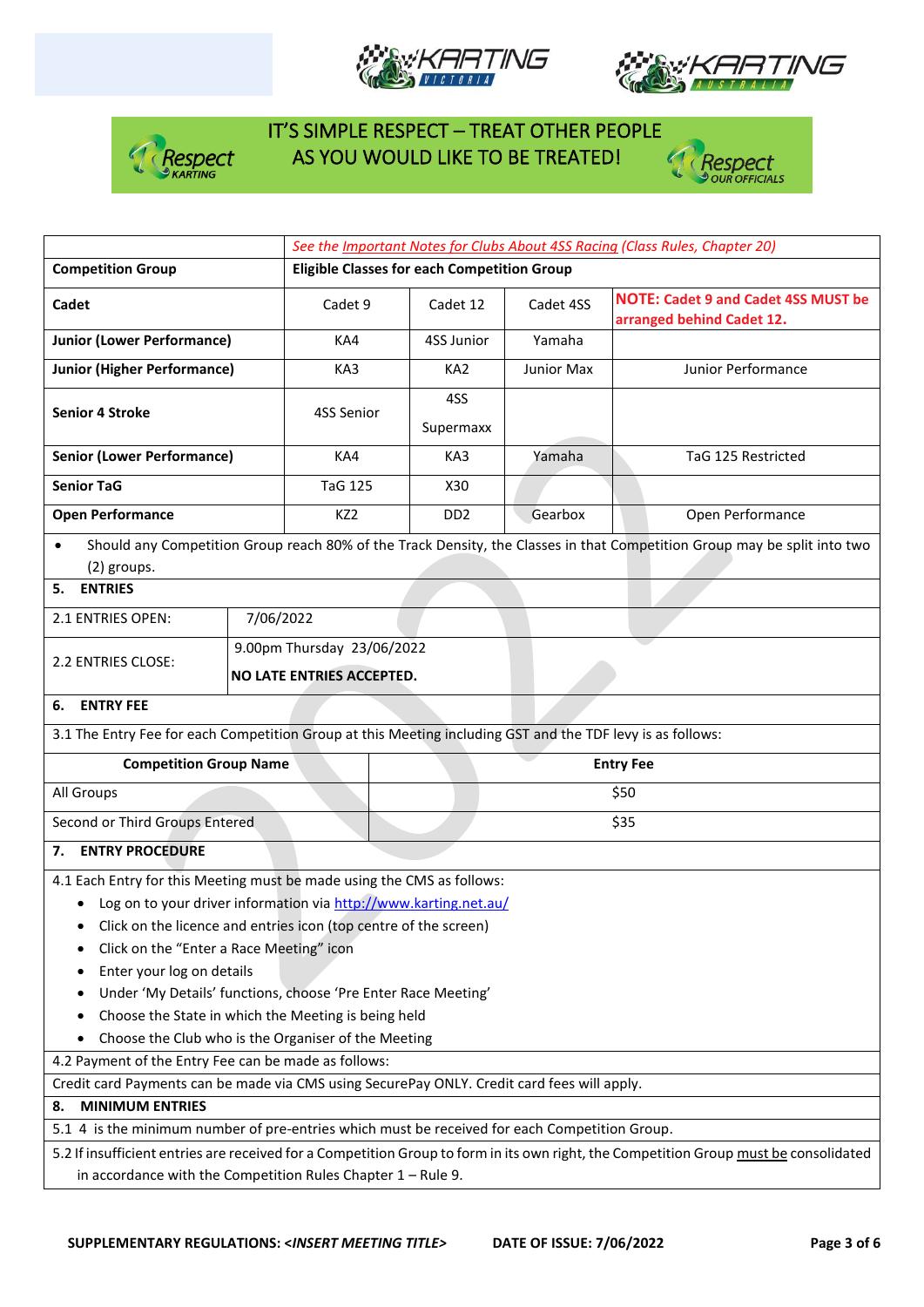IT'S SIMPLE RESPECT – TREAT OTHER PEOPLE AS YOU WOULD LIKE TO BE TREATED!

| | *See the Important Notes for Clubs About 4SS Racing (Class Rules, Chapter 20)* | | | |
|---|---|---|---|---|
| **Competition Group** | **Eligible Classes for each Competition Group** | | | |
| **Cadet** | Cadet 9 | Cadet 12 | Cadet 4SS | **NOTE: Cadet 9 and Cadet 4SS MUST be arranged behind Cadet 12.** |
| **Junior (Lower Performance)** | KA4 | 4SS Junior | Yamaha | |
| **Junior (Higher Performance)** | KA3 | KA2 | Junior Max | Junior Performance |
| **Senior 4 Stroke** | 4SS Senior | 4SS Supermaxx | | |
| **Senior (Lower Performance)** | KA4 | KA3 | Yamaha | TaG 125 Restricted |
| **Senior TaG** | TaG 125 | X30 | | |
| **Open Performance** | KZ2 | DD2 | Gearbox | Open Performance |

- Should any Competition Group reach 80% of the Track Density, the Classes in that Competition Group may be split into two (2) groups.

## 5. ENTRIES

| | |
|---|---|
| 2.1 ENTRIES OPEN: | 7/06/2022 |
| 2.2 ENTRIES CLOSE: | 9.00pm Thursday 23/06/2022 **NO LATE ENTRIES ACCEPTED.** |

## 6. ENTRY FEE

3.1 The Entry Fee for each Competition Group at this Meeting including GST and the TDF levy is as follows:

| Competition Group Name | Entry Fee |
|---|---|
| All Groups | $50 |
| Second or Third Groups Entered | $35 |

## 7. ENTRY PROCEDURE

4.1 Each Entry for this Meeting must be made using the CMS as follows:

- Log on to your driver information via http://www.karting.net.au/
- Click on the licence and entries icon (top centre of the screen)
- Click on the "Enter a Race Meeting" icon
- Enter your log on details
- Under 'My Details' functions, choose 'Pre Enter Race Meeting'
- Choose the State in which the Meeting is being held
- Choose the Club who is the Organiser of the Meeting

4.2 Payment of the Entry Fee can be made as follows:

Credit card Payments can be made via CMS using SecurePay ONLY. Credit card fees will apply.

## 8. MINIMUM ENTRIES

5.1 4 is the minimum number of pre-entries which must be received for each Competition Group.

5.2 If insufficient entries are received for a Competition Group to form in its own right, the Competition Group must be consolidated in accordance with the Competition Rules Chapter 1 – Rule 9.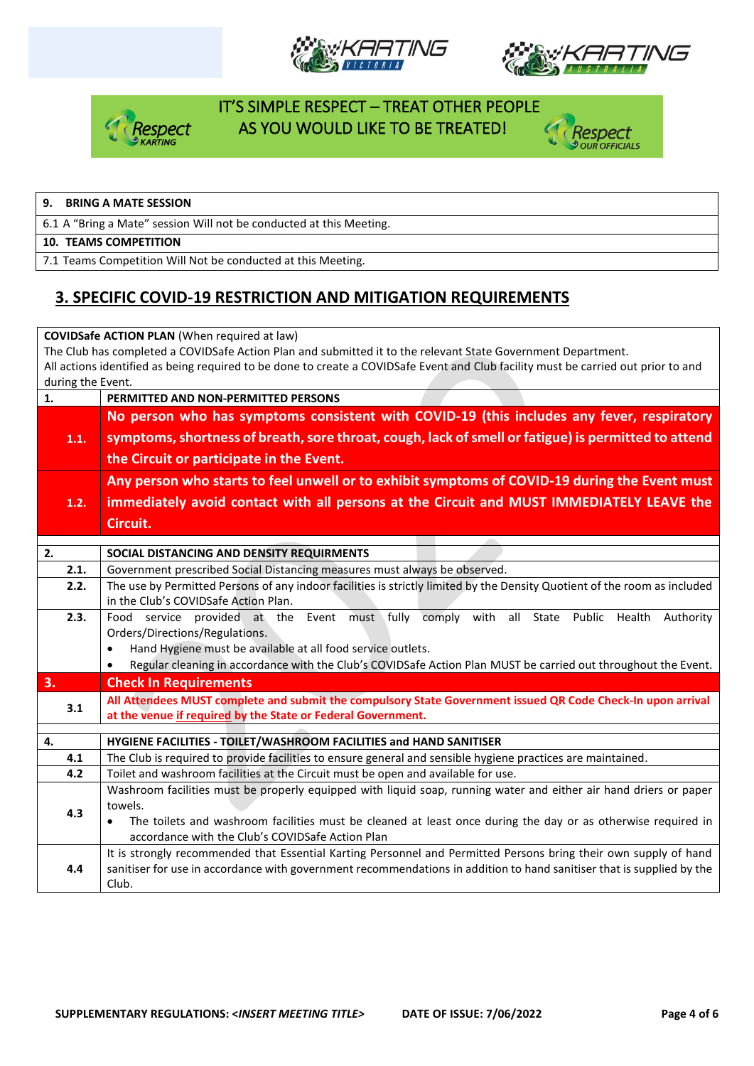IT'S SIMPLE RESPECT – TREAT OTHER PEOPLE AS YOU WOULD LIKE TO BE TREATED!

| | |
|---|---|
| **9. BRING A MATE SESSION** | |
| 6.1 A "Bring a Mate" session Will not be conducted at this Meeting. | |
| **10. TEAMS COMPETITION** | |
| 7.1 Teams Competition Will Not be conducted at this Meeting. | |

## 3. SPECIFIC COVID-19 RESTRICTION AND MITIGATION REQUIREMENTS

**COVIDSafe ACTION PLAN** (When required at law)
The Club has completed a COVIDSafe Action Plan and submitted it to the relevant State Government Department.
All actions identified as being required to be done to create a COVIDSafe Event and Club facility must be carried out prior to and during the Event.

| | |
|---|---|
| **1.** | **PERMITTED AND NON-PERMITTED PERSONS** |
| **1.1.** | **No person who has symptoms consistent with COVID-19 (this includes any fever, respiratory symptoms, shortness of breath, sore throat, cough, lack of smell or fatigue) is permitted to attend the Circuit or participate in the Event.** |
| **1.2.** | **Any person who starts to feel unwell or to exhibit symptoms of COVID-19 during the Event must immediately avoid contact with all persons at the Circuit and MUST IMMEDIATELY LEAVE the Circuit.** |
| | |
| **2.** | **SOCIAL DISTANCING AND DENSITY REQUIRMENTS** |
| **2.1.** | Government prescribed Social Distancing measures must always be observed. |
| **2.2.** | The use by Permitted Persons of any indoor facilities is strictly limited by the Density Quotient of the room as included in the Club's COVIDSafe Action Plan. |
| **2.3.** | Food service provided at the Event must fully comply with all State Public Health Authority Orders/Directions/Regulations.<br>• Hand Hygiene must be available at all food service outlets.<br>• Regular cleaning in accordance with the Club's COVIDSafe Action Plan MUST be carried out throughout the Event. |
| **3.** | **Check In Requirements** |
| **3.1** | **All Attendees MUST complete and submit the compulsory State Government issued QR Code Check-In upon arrival at the venue if required by the State or Federal Government.** |
| | |
| **4.** | **HYGIENE FACILITIES - TOILET/WASHROOM FACILITIES and HAND SANITISER** |
| **4.1** | The Club is required to provide facilities to ensure general and sensible hygiene practices are maintained. |
| **4.2** | Toilet and washroom facilities at the Circuit must be open and available for use. |
| **4.3** | Washroom facilities must be properly equipped with liquid soap, running water and either air hand driers or paper towels.<br>• The toilets and washroom facilities must be cleaned at least once during the day or as otherwise required in accordance with the Club's COVIDSafe Action Plan |
| **4.4** | It is strongly recommended that Essential Karting Personnel and Permitted Persons bring their own supply of hand sanitiser for use in accordance with government recommendations in addition to hand sanitiser that is supplied by the Club. |

**SUPPLEMENTARY REGULATIONS: <*INSERT MEETING TITLE*>** **DATE OF ISSUE: 7/06/2022**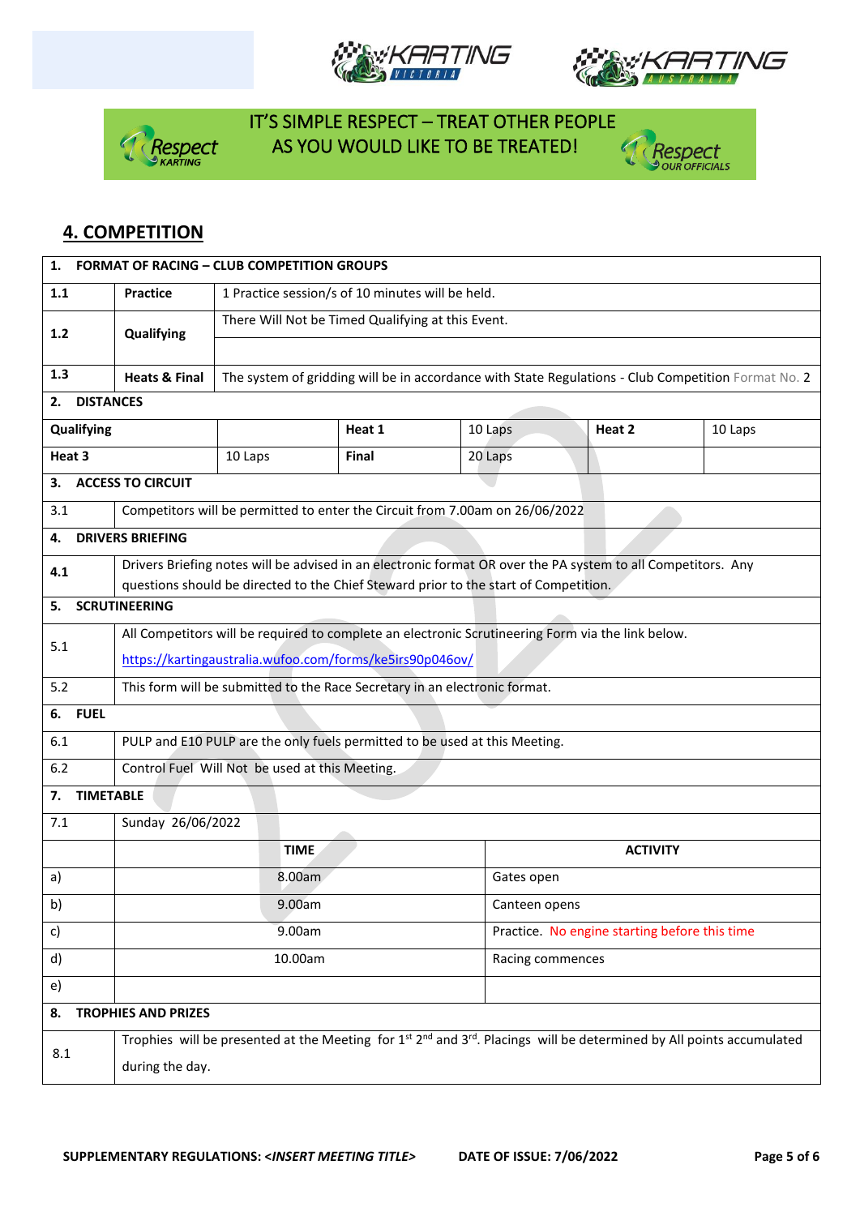IT'S SIMPLE RESPECT – TREAT OTHER PEOPLE AS YOU WOULD LIKE TO BE TREATED!

## 4. COMPETITION

| | | |
|---|---|---|
| **1. FORMAT OF RACING – CLUB COMPETITION GROUPS** | | |
| **1.1** | **Practice** | 1 Practice session/s of 10 minutes will be held. |
| **1.2** | **Qualifying** | There Will Not be Timed Qualifying at this Event. |
| **1.3** | **Heats & Final** | The system of gridding will be in accordance with State Regulations - Club Competition Format No. 2 |

| | | | | | |
|---|---|---|---|---|---|
| **2. DISTANCES** | | | | | |
| **Qualifying** | | **Heat 1** | 10 Laps | **Heat 2** | 10 Laps |
| **Heat 3** | 10 Laps | **Final** | 20 Laps | | |

| | |
|---|---|
| **3. ACCESS TO CIRCUIT** | |
| 3.1 | Competitors will be permitted to enter the Circuit from 7.00am on 26/06/2022 |
| **4. DRIVERS BRIEFING** | |
| 4.1 | Drivers Briefing notes will be advised in an electronic format OR over the PA system to all Competitors. Any questions should be directed to the Chief Steward prior to the start of Competition. |
| **5. SCRUTINEERING** | |
| 5.1 | All Competitors will be required to complete an electronic Scrutineering Form via the link below. https://kartingaustralia.wufoo.com/forms/ke5irs90p046ov/ |
| 5.2 | This form will be submitted to the Race Secretary in an electronic format. |
| **6. FUEL** | |
| 6.1 | PULP and E10 PULP are the only fuels permitted to be used at this Meeting. |
| 6.2 | Control Fuel Will Not be used at this Meeting. |

| | | |
|---|---|---|
| **7. TIMETABLE** | | |
| 7.1 | Sunday 26/06/2022 | |
| | **TIME** | **ACTIVITY** |
| a) | 8.00am | Gates open |
| b) | 9.00am | Canteen opens |
| c) | 9.00am | Practice. No engine starting before this time |
| d) | 10.00am | Racing commences |
| e) | | |

| | |
|---|---|
| **8. TROPHIES AND PRIZES** | |
| 8.1 | Trophies will be presented at the Meeting for 1st 2nd and 3rd. Placings will be determined by All points accumulated during the day. |

**SUPPLEMENTARY REGULATIONS: *<INSERT MEETING TITLE>*** **DATE OF ISSUE: 7/06/2022**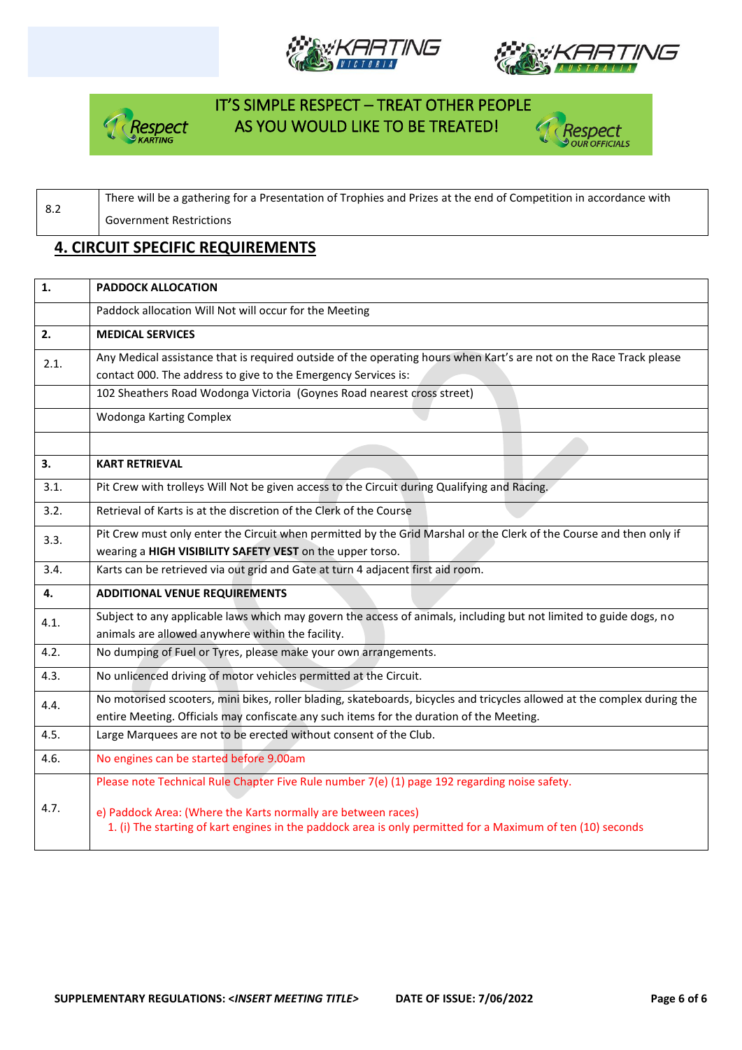IT'S SIMPLE RESPECT – TREAT OTHER PEOPLE AS YOU WOULD LIKE TO BE TREATED!

| | |
|---|---|
| 8.2 | There will be a gathering for a Presentation of Trophies and Prizes at the end of Competition in accordance with Government Restrictions |

## 4. CIRCUIT SPECIFIC REQUIREMENTS

| | |
|---|---|
| **1.** | **PADDOCK ALLOCATION** |
| | Paddock allocation Will Not will occur for the Meeting |
| **2.** | **MEDICAL SERVICES** |
| 2.1. | Any Medical assistance that is required outside of the operating hours when Kart's are not on the Race Track please contact 000. The address to give to the Emergency Services is: |
| | 102 Sheathers Road Wodonga Victoria (Goynes Road nearest cross street) |
| | Wodonga Karting Complex |
| | |
| **3.** | **KART RETRIEVAL** |
| 3.1. | Pit Crew with trolleys Will Not be given access to the Circuit during Qualifying and Racing. |
| 3.2. | Retrieval of Karts is at the discretion of the Clerk of the Course |
| 3.3. | Pit Crew must only enter the Circuit when permitted by the Grid Marshal or the Clerk of the Course and then only if wearing a **HIGH VISIBILITY SAFETY VEST** on the upper torso. |
| 3.4. | Karts can be retrieved via out grid and Gate at turn 4 adjacent first aid room. |
| **4.** | **ADDITIONAL VENUE REQUIREMENTS** |
| 4.1. | Subject to any applicable laws which may govern the access of animals, including but not limited to guide dogs, no animals are allowed anywhere within the facility. |
| 4.2. | No dumping of Fuel or Tyres, please make your own arrangements. |
| 4.3. | No unlicenced driving of motor vehicles permitted at the Circuit. |
| 4.4. | No motorised scooters, mini bikes, roller blading, skateboards, bicycles and tricycles allowed at the complex during the entire Meeting. Officials may confiscate any such items for the duration of the Meeting. |
| 4.5. | Large Marquees are not to be erected without consent of the Club. |
| 4.6. | No engines can be started before 9.00am |
| 4.7. | Please note Technical Rule Chapter Five Rule number 7(e) (1) page 192 regarding noise safety. <br><br> e) Paddock Area: (Where the Karts normally are between races) <br> 1. (i) The starting of kart engines in the paddock area is only permitted for a Maximum of ten (10) seconds |

SUPPLEMENTARY REGULATIONS: <*INSERT MEETING TITLE*> DATE OF ISSUE: 7/06/2022